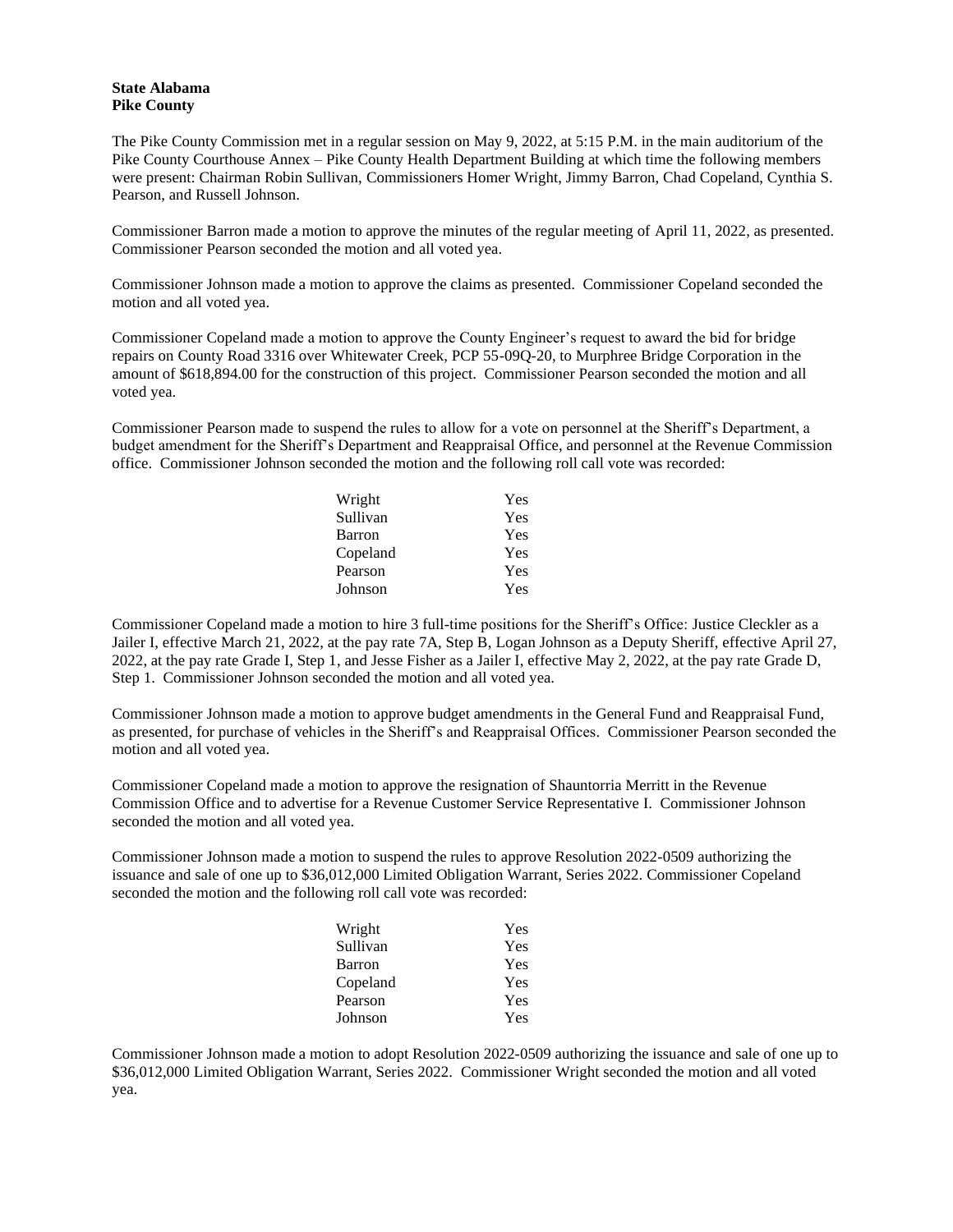**State Alabama**
**Pike County**

The Pike County Commission met in a regular session on May 9, 2022, at 5:15 P.M. in the main auditorium of the Pike County Courthouse Annex – Pike County Health Department Building at which time the following members were present: Chairman Robin Sullivan, Commissioners Homer Wright, Jimmy Barron, Chad Copeland, Cynthia S. Pearson, and Russell Johnson.

Commissioner Barron made a motion to approve the minutes of the regular meeting of April 11, 2022, as presented. Commissioner Pearson seconded the motion and all voted yea.

Commissioner Johnson made a motion to approve the claims as presented. Commissioner Copeland seconded the motion and all voted yea.

Commissioner Copeland made a motion to approve the County Engineer's request to award the bid for bridge repairs on County Road 3316 over Whitewater Creek, PCP 55-09Q-20, to Murphree Bridge Corporation in the amount of $618,894.00 for the construction of this project. Commissioner Pearson seconded the motion and all voted yea.

Commissioner Pearson made to suspend the rules to allow for a vote on personnel at the Sheriff's Department, a budget amendment for the Sheriff's Department and Reappraisal Office, and personnel at the Revenue Commission office. Commissioner Johnson seconded the motion and the following roll call vote was recorded:

| | |
|---|---|
| Wright | Yes |
| Sullivan | Yes |
| Barron | Yes |
| Copeland | Yes |
| Pearson | Yes |
| Johnson | Yes |

Commissioner Copeland made a motion to hire 3 full-time positions for the Sheriff's Office: Justice Cleckler as a Jailer I, effective March 21, 2022, at the pay rate 7A, Step B, Logan Johnson as a Deputy Sheriff, effective April 27, 2022, at the pay rate Grade I, Step 1, and Jesse Fisher as a Jailer I, effective May 2, 2022, at the pay rate Grade D, Step 1. Commissioner Johnson seconded the motion and all voted yea.

Commissioner Johnson made a motion to approve budget amendments in the General Fund and Reappraisal Fund, as presented, for purchase of vehicles in the Sheriff's and Reappraisal Offices. Commissioner Pearson seconded the motion and all voted yea.

Commissioner Copeland made a motion to approve the resignation of Shauntorria Merritt in the Revenue Commission Office and to advertise for a Revenue Customer Service Representative I. Commissioner Johnson seconded the motion and all voted yea.

Commissioner Johnson made a motion to suspend the rules to approve Resolution 2022-0509 authorizing the issuance and sale of one up to $36,012,000 Limited Obligation Warrant, Series 2022. Commissioner Copeland seconded the motion and the following roll call vote was recorded:

| | |
|---|---|
| Wright | Yes |
| Sullivan | Yes |
| Barron | Yes |
| Copeland | Yes |
| Pearson | Yes |
| Johnson | Yes |

Commissioner Johnson made a motion to adopt Resolution 2022-0509 authorizing the issuance and sale of one up to $36,012,000 Limited Obligation Warrant, Series 2022. Commissioner Wright seconded the motion and all voted yea.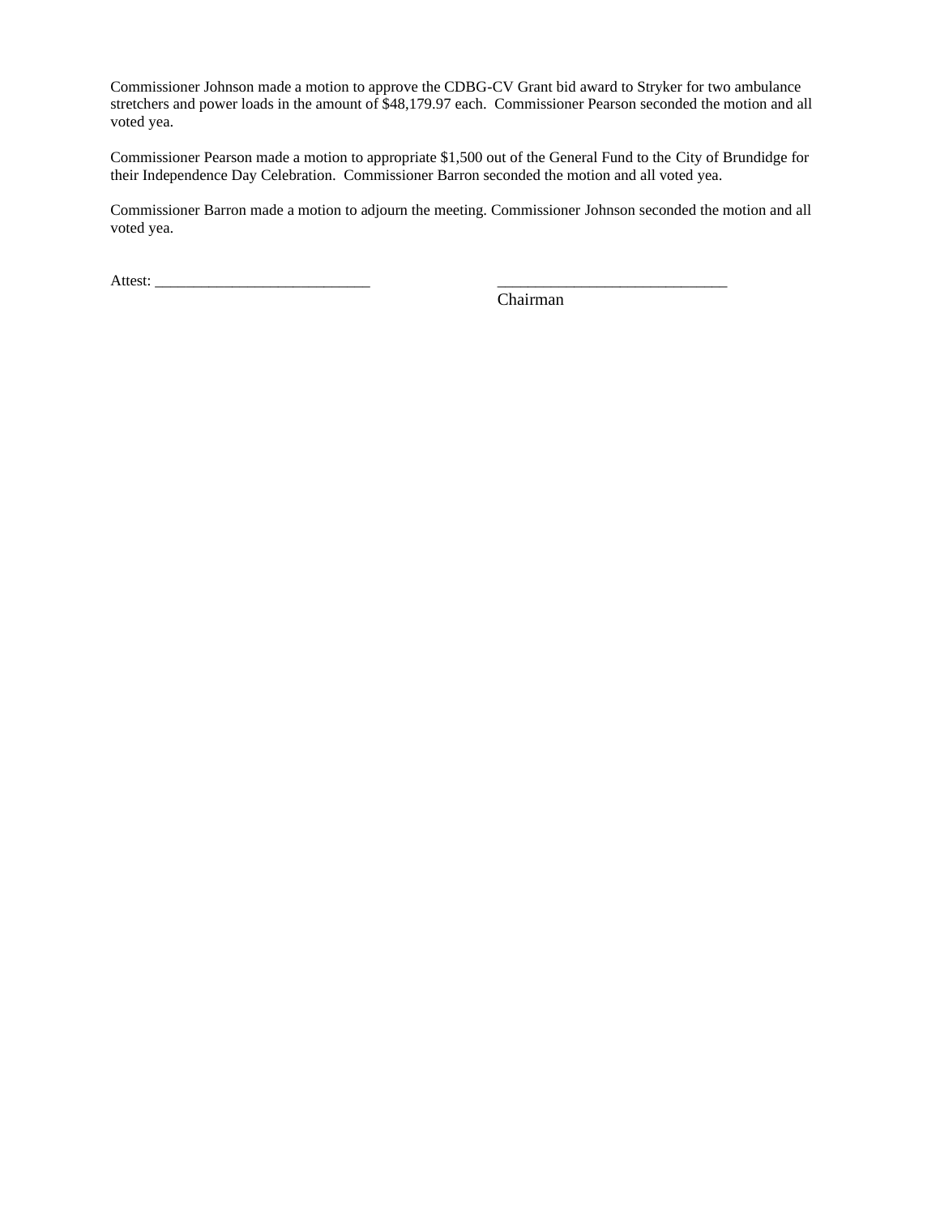Commissioner Johnson made a motion to approve the CDBG-CV Grant bid award to Stryker for two ambulance stretchers and power loads in the amount of $48,179.97 each. Commissioner Pearson seconded the motion and all voted yea.

Commissioner Pearson made a motion to appropriate $1,500 out of the General Fund to the City of Brundidge for their Independence Day Celebration. Commissioner Barron seconded the motion and all voted yea.

Commissioner Barron made a motion to adjourn the meeting. Commissioner Johnson seconded the motion and all voted yea.

Attest: ___________________________ ______________________________
Chairman